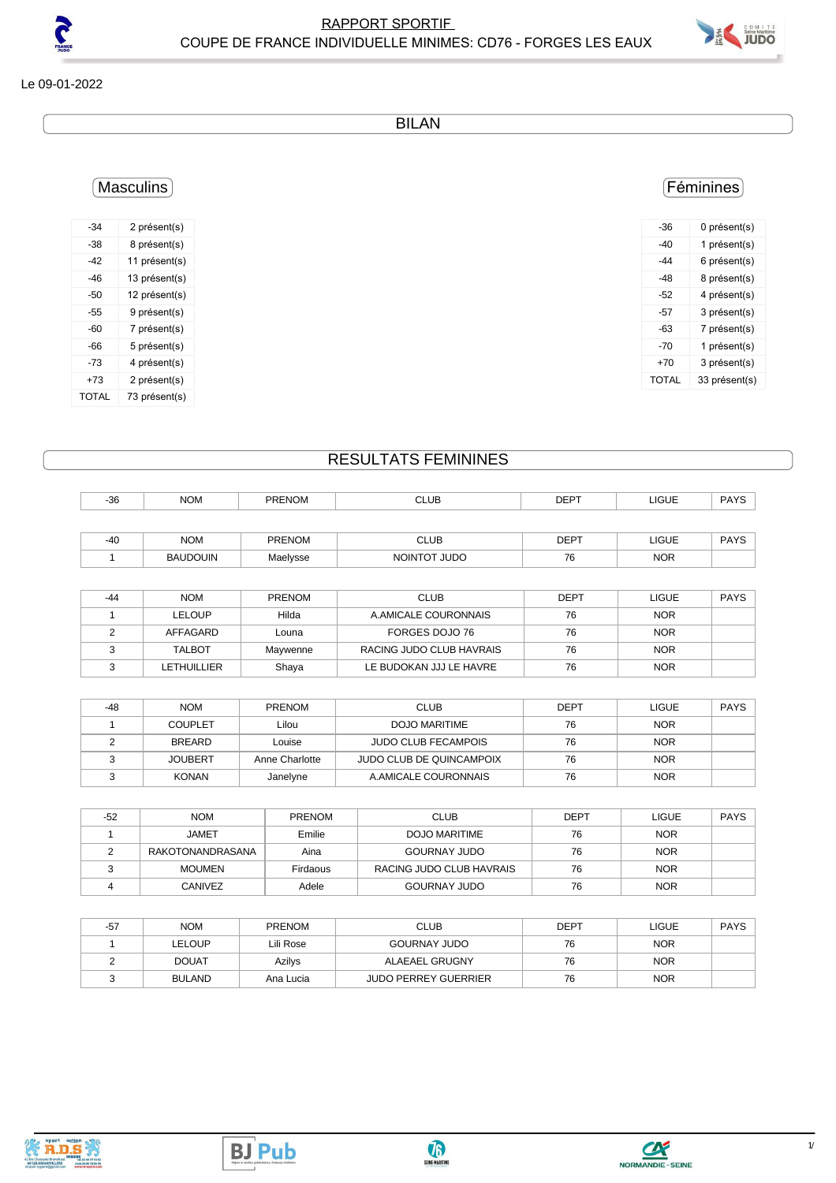# RAPPORT SPORTIF

## COUPE DE FRANCE INDIVIDUELLE MINIMES: CD76 - FORGES LES EAUX

Le 09-01-2022

## BILAN

### Masculins

| | |
|---|---|
| -34 | 2 présent(s) |
| -38 | 8 présent(s) |
| -42 | 11 présent(s) |
| -46 | 13 présent(s) |
| -50 | 12 présent(s) |
| -55 | 9 présent(s) |
| -60 | 7 présent(s) |
| -66 | 5 présent(s) |
| -73 | 4 présent(s) |
| +73 | 2 présent(s) |
| TOTAL | 73 présent(s) |

### Féminines

| | |
|---|---|
| -36 | 0 présent(s) |
| -40 | 1 présent(s) |
| -44 | 6 présent(s) |
| -48 | 8 présent(s) |
| -52 | 4 présent(s) |
| -57 | 3 présent(s) |
| -63 | 7 présent(s) |
| -70 | 1 présent(s) |
| +70 | 3 présent(s) |
| TOTAL | 33 présent(s) |

## RESULTATS FEMININES

| -36 | NOM | PRENOM | CLUB | DEPT | LIGUE | PAYS |
|---|---|---|---|---|---|---|

| -40 | NOM | PRENOM | CLUB | DEPT | LIGUE | PAYS |
|---|---|---|---|---|---|---|
| 1 | BAUDOUIN | Maelysse | NOINTOT JUDO | 76 | NOR | |

| -44 | NOM | PRENOM | CLUB | DEPT | LIGUE | PAYS |
|---|---|---|---|---|---|---|
| 1 | LELOUP | Hilda | A.AMICALE COURONNAIS | 76 | NOR | |
| 2 | AFFAGARD | Louna | FORGES DOJO 76 | 76 | NOR | |
| 3 | TALBOT | Maywenne | RACING JUDO CLUB HAVRAIS | 76 | NOR | |
| 3 | LETHUILLIER | Shaya | LE BUDOKAN JJJ LE HAVRE | 76 | NOR | |

| -48 | NOM | PRENOM | CLUB | DEPT | LIGUE | PAYS |
|---|---|---|---|---|---|---|
| 1 | COUPLET | Lilou | DOJO MARITIME | 76 | NOR | |
| 2 | BREARD | Louise | JUDO CLUB FECAMPOIS | 76 | NOR | |
| 3 | JOUBERT | Anne Charlotte | JUDO CLUB DE QUINCAMPOIX | 76 | NOR | |
| 3 | KONAN | Janelyne | A.AMICALE COURONNAIS | 76 | NOR | |

| -52 | NOM | PRENOM | CLUB | DEPT | LIGUE | PAYS |
|---|---|---|---|---|---|---|
| 1 | JAMET | Emilie | DOJO MARITIME | 76 | NOR | |
| 2 | RAKOTONANDRASANA | Aina | GOURNAY JUDO | 76 | NOR | |
| 3 | MOUMEN | Firdaous | RACING JUDO CLUB HAVRAIS | 76 | NOR | |
| 4 | CANIVEZ | Adele | GOURNAY JUDO | 76 | NOR | |

| -57 | NOM | PRENOM | CLUB | DEPT | LIGUE | PAYS |
|---|---|---|---|---|---|---|
| 1 | LELOUP | Lili Rose | GOURNAY JUDO | 76 | NOR | |
| 2 | DOUAT | Azilys | ALAEAEL GRUGNY | 76 | NOR | |
| 3 | BULAND | Ana Lucia | JUDO PERREY GUERRIER | 76 | NOR | |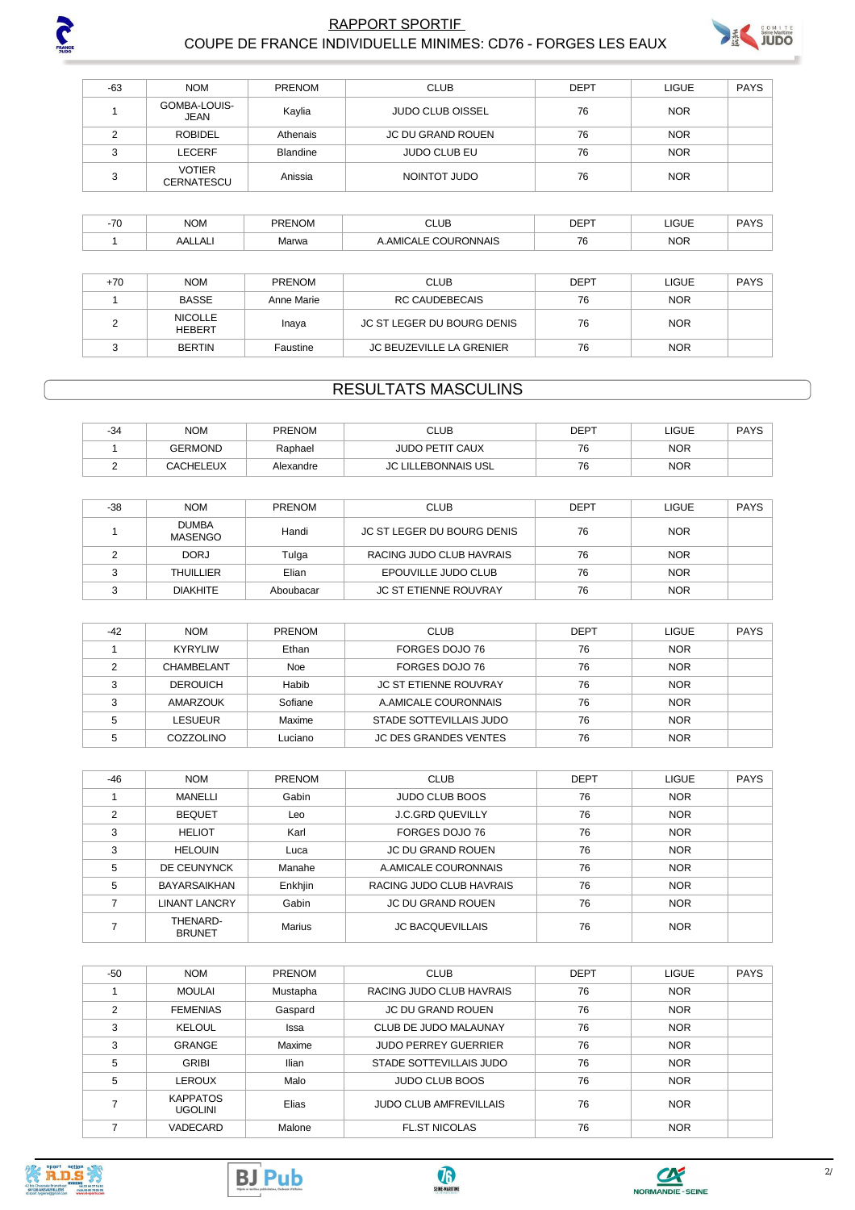| -63 | NOM | PRENOM | CLUB | DEPT | LIGUE | PAYS |
|---|---|---|---|---|---|---|
| 1 | GOMBA-LOUIS-JEAN | Kaylia | JUDO CLUB OISSEL | 76 | NOR | |
| 2 | ROBIDEL | Athenais | JC DU GRAND ROUEN | 76 | NOR | |
| 3 | LECERF | Blandine | JUDO CLUB EU | 76 | NOR | |
| 3 | VOTIER CERNATESCU | Anissia | NOINTOT JUDO | 76 | NOR | |

| -70 | NOM | PRENOM | CLUB | DEPT | LIGUE | PAYS |
|---|---|---|---|---|---|---|
| 1 | AALLALI | Marwa | A.AMICALE COURONNAIS | 76 | NOR | |

| +70 | NOM | PRENOM | CLUB | DEPT | LIGUE | PAYS |
|---|---|---|---|---|---|---|
| 1 | BASSE | Anne Marie | RC CAUDEBECAIS | 76 | NOR | |
| 2 | NICOLLE HEBERT | Inaya | JC ST LEGER DU BOURG DENIS | 76 | NOR | |
| 3 | BERTIN | Faustine | JC BEUZEVILLE LA GRENIER | 76 | NOR | |

## RESULTATS MASCULINS

| -34 | NOM | PRENOM | CLUB | DEPT | LIGUE | PAYS |
|---|---|---|---|---|---|---|
| 1 | GERMOND | Raphael | JUDO PETIT CAUX | 76 | NOR | |
| 2 | CACHELEUX | Alexandre | JC LILLEBONNAIS USL | 76 | NOR | |

| -38 | NOM | PRENOM | CLUB | DEPT | LIGUE | PAYS |
|---|---|---|---|---|---|---|
| 1 | DUMBA MASENGO | Handi | JC ST LEGER DU BOURG DENIS | 76 | NOR | |
| 2 | DORJ | Tulga | RACING JUDO CLUB HAVRAIS | 76 | NOR | |
| 3 | THUILLIER | Elian | EPOUVILLE JUDO CLUB | 76 | NOR | |
| 3 | DIAKHITE | Aboubacar | JC ST ETIENNE ROUVRAY | 76 | NOR | |

| -42 | NOM | PRENOM | CLUB | DEPT | LIGUE | PAYS |
|---|---|---|---|---|---|---|
| 1 | KYRYLIW | Ethan | FORGES DOJO 76 | 76 | NOR | |
| 2 | CHAMBELANT | Noe | FORGES DOJO 76 | 76 | NOR | |
| 3 | DEROUICH | Habib | JC ST ETIENNE ROUVRAY | 76 | NOR | |
| 3 | AMARZOUK | Sofiane | A.AMICALE COURONNAIS | 76 | NOR | |
| 5 | LESUEUR | Maxime | STADE SOTTEVILLAIS JUDO | 76 | NOR | |
| 5 | COZZOLINO | Luciano | JC DES GRANDES VENTES | 76 | NOR | |

| -46 | NOM | PRENOM | CLUB | DEPT | LIGUE | PAYS |
|---|---|---|---|---|---|---|
| 1 | MANELLI | Gabin | JUDO CLUB BOOS | 76 | NOR | |
| 2 | BEQUET | Leo | J.C.GRD QUEVILLY | 76 | NOR | |
| 3 | HELIOT | Karl | FORGES DOJO 76 | 76 | NOR | |
| 3 | HELOUIN | Luca | JC DU GRAND ROUEN | 76 | NOR | |
| 5 | DE CEUNYNCK | Manahe | A.AMICALE COURONNAIS | 76 | NOR | |
| 5 | BAYARSAIKHAN | Enkhjin | RACING JUDO CLUB HAVRAIS | 76 | NOR | |
| 7 | LINANT LANCRY | Gabin | JC DU GRAND ROUEN | 76 | NOR | |
| 7 | THENARD-BRUNET | Marius | JC BACQUEVILLAIS | 76 | NOR | |

| -50 | NOM | PRENOM | CLUB | DEPT | LIGUE | PAYS |
|---|---|---|---|---|---|---|
| 1 | MOULAI | Mustapha | RACING JUDO CLUB HAVRAIS | 76 | NOR | |
| 2 | FEMENIAS | Gaspard | JC DU GRAND ROUEN | 76 | NOR | |
| 3 | KELOUL | Issa | CLUB DE JUDO MALAUNAY | 76 | NOR | |
| 3 | GRANGE | Maxime | JUDO PERREY GUERRIER | 76 | NOR | |
| 5 | GRIBI | Ilian | STADE SOTTEVILLAIS JUDO | 76 | NOR | |
| 5 | LEROUX | Malo | JUDO CLUB BOOS | 76 | NOR | |
| 7 | KAPPATOS UGOLINI | Elias | JUDO CLUB AMFREVILLAIS | 76 | NOR | |
| 7 | VADECARD | Malone | FL.ST NICOLAS | 76 | NOR | |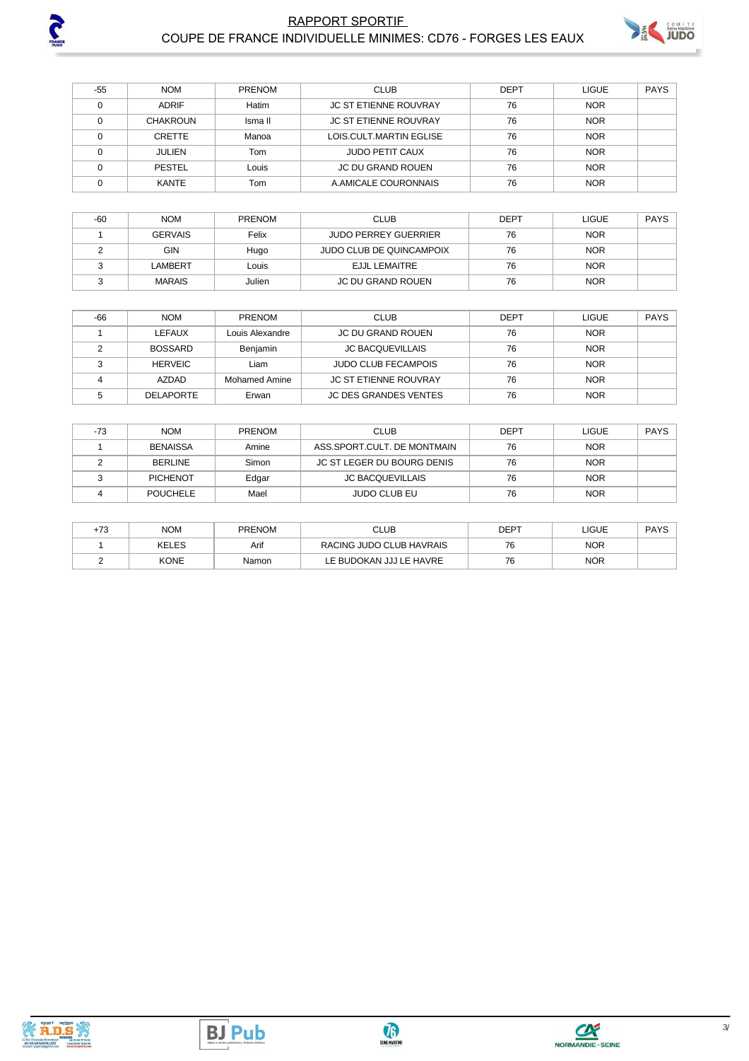RAPPORT SPORTIF

COUPE DE FRANCE INDIVIDUELLE MINIMES: CD76 - FORGES LES EAUX

| -55 | NOM | PRENOM | CLUB | DEPT | LIGUE | PAYS |
|---|---|---|---|---|---|---|
| 0 | ADRIF | Hatim | JC ST ETIENNE ROUVRAY | 76 | NOR | |
| 0 | CHAKROUN | Isma Il | JC ST ETIENNE ROUVRAY | 76 | NOR | |
| 0 | CRETTE | Manoa | LOIS.CULT.MARTIN EGLISE | 76 | NOR | |
| 0 | JULIEN | Tom | JUDO PETIT CAUX | 76 | NOR | |
| 0 | PESTEL | Louis | JC DU GRAND ROUEN | 76 | NOR | |
| 0 | KANTE | Tom | A.AMICALE COURONNAIS | 76 | NOR | |

| -60 | NOM | PRENOM | CLUB | DEPT | LIGUE | PAYS |
|---|---|---|---|---|---|---|
| 1 | GERVAIS | Felix | JUDO PERREY GUERRIER | 76 | NOR | |
| 2 | GIN | Hugo | JUDO CLUB DE QUINCAMPOIX | 76 | NOR | |
| 3 | LAMBERT | Louis | EJJL LEMAITRE | 76 | NOR | |
| 3 | MARAIS | Julien | JC DU GRAND ROUEN | 76 | NOR | |

| -66 | NOM | PRENOM | CLUB | DEPT | LIGUE | PAYS |
|---|---|---|---|---|---|---|
| 1 | LEFAUX | Louis Alexandre | JC DU GRAND ROUEN | 76 | NOR | |
| 2 | BOSSARD | Benjamin | JC BACQUEVILLAIS | 76 | NOR | |
| 3 | HERVEIC | Liam | JUDO CLUB FECAMPOIS | 76 | NOR | |
| 4 | AZDAD | Mohamed Amine | JC ST ETIENNE ROUVRAY | 76 | NOR | |
| 5 | DELAPORTE | Erwan | JC DES GRANDES VENTES | 76 | NOR | |

| -73 | NOM | PRENOM | CLUB | DEPT | LIGUE | PAYS |
|---|---|---|---|---|---|---|
| 1 | BENAISSA | Amine | ASS.SPORT.CULT. DE MONTMAIN | 76 | NOR | |
| 2 | BERLINE | Simon | JC ST LEGER DU BOURG DENIS | 76 | NOR | |
| 3 | PICHENOT | Edgar | JC BACQUEVILLAIS | 76 | NOR | |
| 4 | POUCHELE | Mael | JUDO CLUB EU | 76 | NOR | |

| +73 | NOM | PRENOM | CLUB | DEPT | LIGUE | PAYS |
|---|---|---|---|---|---|---|
| 1 | KELES | Arif | RACING JUDO CLUB HAVRAIS | 76 | NOR | |
| 2 | KONE | Namon | LE BUDOKAN JJJ LE HAVRE | 76 | NOR | |